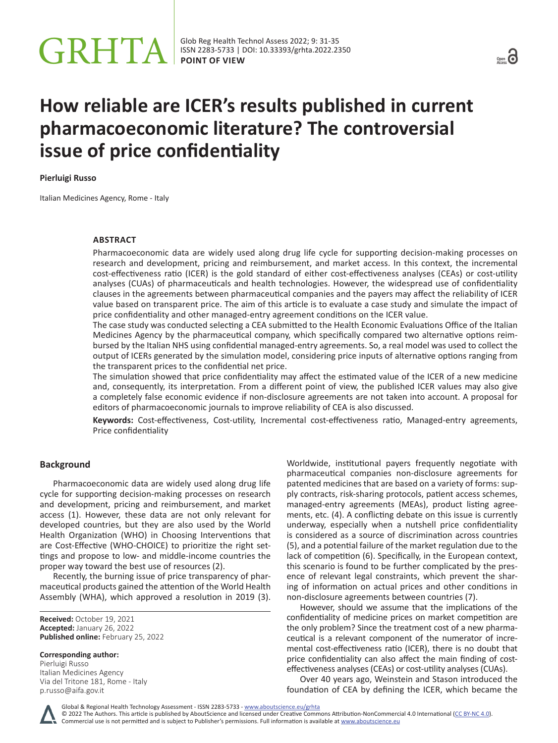POINT OF VIEW

# How reliable are ICER's results published in current pharmacoeconomic literature? The controversial issue of price confidentiality

**Pierluigi Russo**

Italian Medicines Agency, Rome - Italy

## ABSTRACT

Pharmacoeconomic data are widely used along drug life cycle for supporting decision-making processes on research and development, pricing and reimbursement, and market access. In this context, the incremental cost-effectiveness ratio (ICER) is the gold standard of either cost-effectiveness analyses (CEAs) or cost-utility analyses (CUAs) of pharmaceuticals and health technologies. However, the widespread use of confidentiality clauses in the agreements between pharmaceutical companies and the payers may affect the reliability of ICER value based on transparent price. The aim of this article is to evaluate a case study and simulate the impact of price confidentiality and other managed-entry agreement conditions on the ICER value.

The case study was conducted selecting a CEA submitted to the Health Economic Evaluations Office of the Italian Medicines Agency by the pharmaceutical company, which specifically compared two alternative options reimbursed by the Italian NHS using confidential managed-entry agreements. So, a real model was used to collect the output of ICERs generated by the simulation model, considering price inputs of alternative options ranging from the transparent prices to the confidential net price.

The simulation showed that price confidentiality may affect the estimated value of the ICER of a new medicine and, consequently, its interpretation. From a different point of view, the published ICER values may also give a completely false economic evidence if non-disclosure agreements are not taken into account. A proposal for editors of pharmacoeconomic journals to improve reliability of CEA is also discussed.

**Keywords:** Cost-effectiveness, Cost-utility, Incremental cost-effectiveness ratio, Managed-entry agreements, Price confidentiality

## Background

Pharmacoeconomic data are widely used along drug life cycle for supporting decision-making processes on research and development, pricing and reimbursement, and market access (1). However, these data are not only relevant for developed countries, but they are also used by the World Health Organization (WHO) in Choosing Interventions that are Cost-Effective (WHO-CHOICE) to prioritize the right settings and propose to low- and middle-income countries the proper way toward the best use of resources (2).

Recently, the burning issue of price transparency of pharmaceutical products gained the attention of the World Health Assembly (WHA), which approved a resolution in 2019 (3). Worldwide, institutional payers frequently negotiate with pharmaceutical companies non-disclosure agreements for patented medicines that are based on a variety of forms: supply contracts, risk-sharing protocols, patient access schemes, managed-entry agreements (MEAs), product listing agreements, etc. (4). A conflicting debate on this issue is currently underway, especially when a nutshell price confidentiality is considered as a source of discrimination across countries (5), and a potential failure of the market regulation due to the lack of competition (6). Specifically, in the European context, this scenario is found to be further complicated by the presence of relevant legal constraints, which prevent the sharing of information on actual prices and other conditions in non-disclosure agreements between countries (7).

However, should we assume that the implications of the confidentiality of medicine prices on market competition are the only problem? Since the treatment cost of a new pharmaceutical is a relevant component of the numerator of incremental cost-effectiveness ratio (ICER), there is no doubt that price confidentiality can also affect the main finding of cost-effectiveness analyses (CEAs) or cost-utility analyses (CUAs).

Over 40 years ago, Weinstein and Stason introduced the foundation of CEA by defining the ICER, which became the

**Received:** October 19, 2021
**Accepted:** January 26, 2022
**Published online:** February 25, 2022

**Corresponding author:**
Pierluigi Russo
Italian Medicines Agency
Via del Tritone 181, Rome - Italy
p.russo@aifa.gov.it

Global & Regional Health Technology Assessment - ISSN 2283-5733 - www.aboutscience.eu/grhta
© 2022 The Authors. This article is published by AboutScience and licensed under Creative Commons Attribution-NonCommercial 4.0 International (CC BY-NC 4.0).
Commercial use is not permitted and is subject to Publisher's permissions. Full information is available at www.aboutscience.eu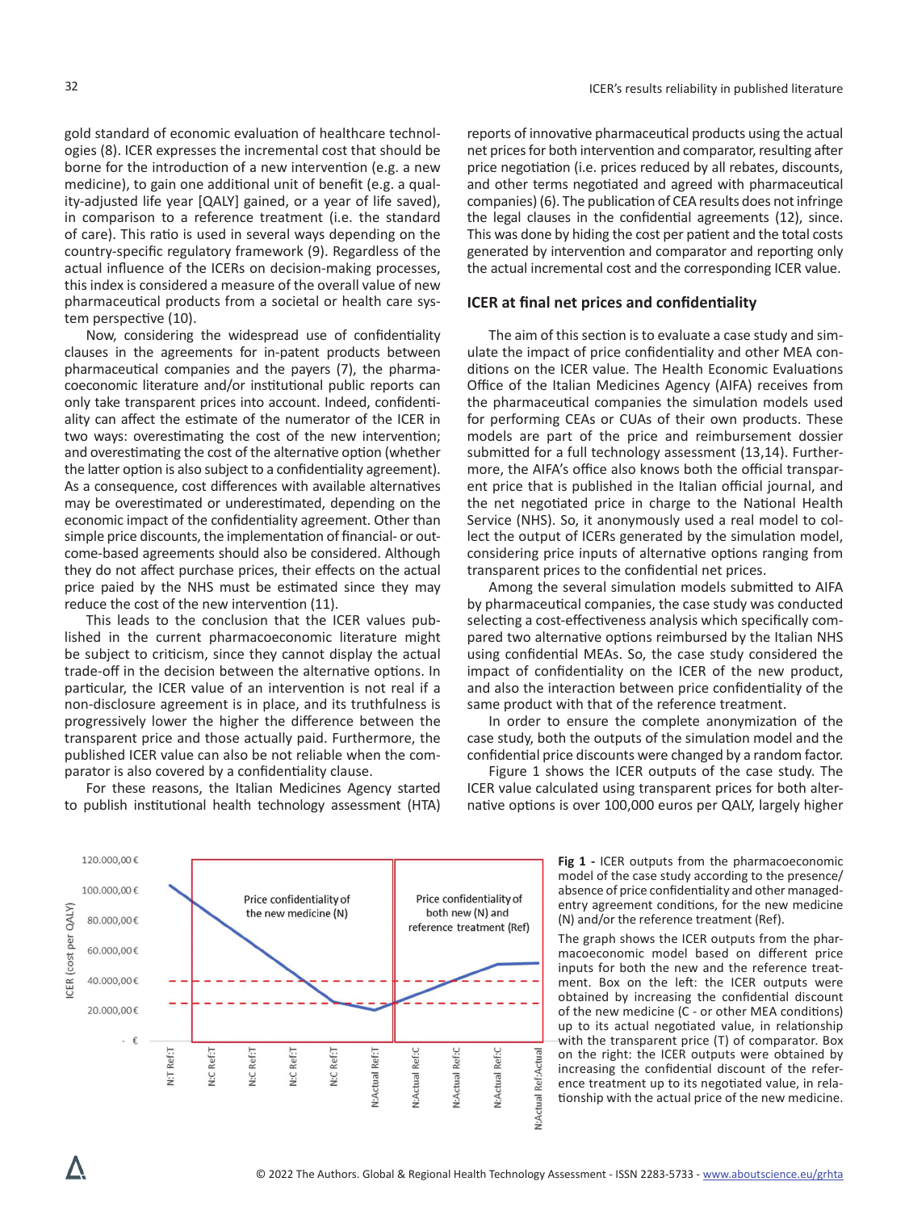gold standard of economic evaluation of healthcare technologies (8). ICER expresses the incremental cost that should be borne for the introduction of a new intervention (e.g. a new medicine), to gain one additional unit of benefit (e.g. a quality-adjusted life year [QALY] gained, or a year of life saved), in comparison to a reference treatment (i.e. the standard of care). This ratio is used in several ways depending on the country-specific regulatory framework (9). Regardless of the actual influence of the ICERs on decision-making processes, this index is considered a measure of the overall value of new pharmaceutical products from a societal or health care system perspective (10).

Now, considering the widespread use of confidentiality clauses in the agreements for in-patent products between pharmaceutical companies and the payers (7), the pharmacoeconomic literature and/or institutional public reports can only take transparent prices into account. Indeed, confidentiality can affect the estimate of the numerator of the ICER in two ways: overestimating the cost of the new intervention; and overestimating the cost of the alternative option (whether the latter option is also subject to a confidentiality agreement). As a consequence, cost differences with available alternatives may be overestimated or underestimated, depending on the economic impact of the confidentiality agreement. Other than simple price discounts, the implementation of financial- or outcome-based agreements should also be considered. Although they do not affect purchase prices, their effects on the actual price paied by the NHS must be estimated since they may reduce the cost of the new intervention (11).

This leads to the conclusion that the ICER values published in the current pharmacoeconomic literature might be subject to criticism, since they cannot display the actual trade-off in the decision between the alternative options. In particular, the ICER value of an intervention is not real if a non-disclosure agreement is in place, and its truthfulness is progressively lower the higher the difference between the transparent price and those actually paid. Furthermore, the published ICER value can also be not reliable when the comparator is also covered by a confidentiality clause.

For these reasons, the Italian Medicines Agency started to publish institutional health technology assessment (HTA) reports of innovative pharmaceutical products using the actual net prices for both intervention and comparator, resulting after price negotiation (i.e. prices reduced by all rebates, discounts, and other terms negotiated and agreed with pharmaceutical companies) (6). The publication of CEA results does not infringe the legal clauses in the confidential agreements (12), since. This was done by hiding the cost per patient and the total costs generated by intervention and comparator and reporting only the actual incremental cost and the corresponding ICER value.

### ICER at final net prices and confidentiality

The aim of this section is to evaluate a case study and simulate the impact of price confidentiality and other MEA conditions on the ICER value. The Health Economic Evaluations Office of the Italian Medicines Agency (AIFA) receives from the pharmaceutical companies the simulation models used for performing CEAs or CUAs of their own products. These models are part of the price and reimbursement dossier submitted for a full technology assessment (13,14). Furthermore, the AIFA's office also knows both the official transparent price that is published in the Italian official journal, and the net negotiated price in charge to the National Health Service (NHS). So, it anonymously used a real model to collect the output of ICERs generated by the simulation model, considering price inputs of alternative options ranging from transparent prices to the confidential net prices.

Among the several simulation models submitted to AIFA by pharmaceutical companies, the case study was conducted selecting a cost-effectiveness analysis which specifically compared two alternative options reimbursed by the Italian NHS using confidential MEAs. So, the case study considered the impact of confidentiality on the ICER of the new product, and also the interaction between price confidentiality of the same product with that of the reference treatment.

In order to ensure the complete anonymization of the case study, both the outputs of the simulation model and the confidential price discounts were changed by a random factor.

Figure 1 shows the ICER outputs of the case study. The ICER value calculated using transparent prices for both alternative options is over 100,000 euros per QALY, largely higher

**Fig 1 -** ICER outputs from the pharmacoeconomic model of the case study according to the presence/absence of price confidentiality and other managed-entry agreement conditions, for the new medicine (N) and/or the reference treatment (Ref).

The graph shows the ICER outputs from the pharmacoeconomic model based on different price inputs for both the new and the reference treatment. Box on the left: the ICER outputs were obtained by increasing the confidential discount of the new medicine (C - or other MEA conditions) up to its actual negotiated value, in relationship with the transparent price (T) of comparator. Box on the right: the ICER outputs were obtained by increasing the confidential discount of the reference treatment up to its negotiated value, in relationship with the actual price of the new medicine.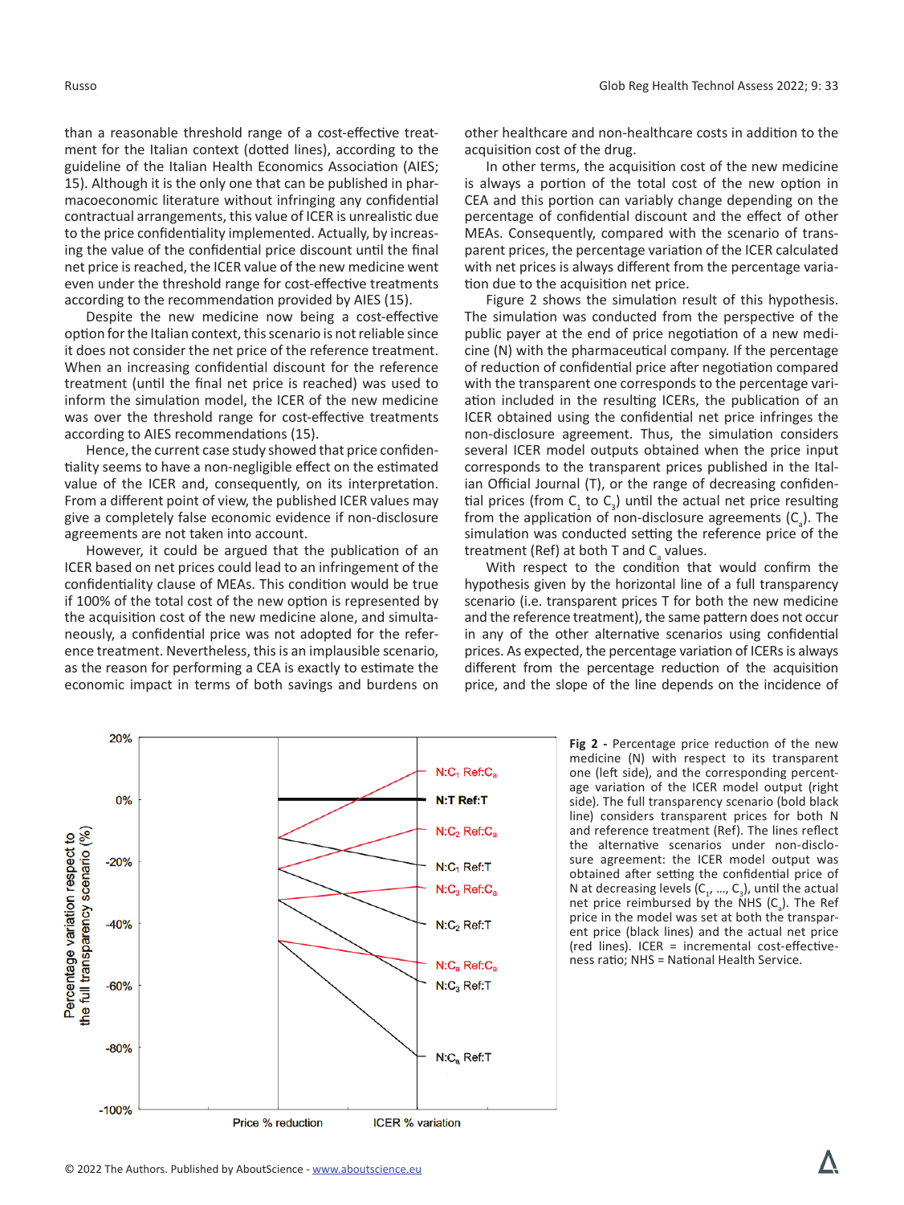than a reasonable threshold range of a cost-effective treatment for the Italian context (dotted lines), according to the guideline of the Italian Health Economics Association (AIES; 15). Although it is the only one that can be published in pharmacoeconomic literature without infringing any confidential contractual arrangements, this value of ICER is unrealistic due to the price confidentiality implemented. Actually, by increasing the value of the confidential price discount until the final net price is reached, the ICER value of the new medicine went even under the threshold range for cost-effective treatments according to the recommendation provided by AIES (15).

Despite the new medicine now being a cost-effective option for the Italian context, this scenario is not reliable since it does not consider the net price of the reference treatment. When an increasing confidential discount for the reference treatment (until the final net price is reached) was used to inform the simulation model, the ICER of the new medicine was over the threshold range for cost-effective treatments according to AIES recommendations (15).

Hence, the current case study showed that price confidentiality seems to have a non-negligible effect on the estimated value of the ICER and, consequently, on its interpretation. From a different point of view, the published ICER values may give a completely false economic evidence if non-disclosure agreements are not taken into account.

However, it could be argued that the publication of an ICER based on net prices could lead to an infringement of the confidentiality clause of MEAs. This condition would be true if 100% of the total cost of the new option is represented by the acquisition cost of the new medicine alone, and simultaneously, a confidential price was not adopted for the reference treatment. Nevertheless, this is an implausible scenario, as the reason for performing a CEA is exactly to estimate the economic impact in terms of both savings and burdens on other healthcare and non-healthcare costs in addition to the acquisition cost of the drug.

In other terms, the acquisition cost of the new medicine is always a portion of the total cost of the new option in CEA and this portion can variably change depending on the percentage of confidential discount and the effect of other MEAs. Consequently, compared with the scenario of transparent prices, the percentage variation of the ICER calculated with net prices is always different from the percentage variation due to the acquisition net price.

Figure 2 shows the simulation result of this hypothesis. The simulation was conducted from the perspective of the public payer at the end of price negotiation of a new medicine (N) with the pharmaceutical company. If the percentage of reduction of confidential price after negotiation compared with the transparent one corresponds to the percentage variation included in the resulting ICERs, the publication of an ICER obtained using the confidential net price infringes the non-disclosure agreement. Thus, the simulation considers several ICER model outputs obtained when the price input corresponds to the transparent prices published in the Italian Official Journal (T), or the range of decreasing confidential prices (from $C_1$ to $C_3$) until the actual net price resulting from the application of non-disclosure agreements ($C_a$). The simulation was conducted setting the reference price of the treatment (Ref) at both T and $C_a$ values.

With respect to the condition that would confirm the hypothesis given by the horizontal line of a full transparency scenario (i.e. transparent prices T for both the new medicine and the reference treatment), the same pattern does not occur in any of the other alternative scenarios using confidential prices. As expected, the percentage variation of ICERs is always different from the percentage reduction of the acquisition price, and the slope of the line depends on the incidence of

**Fig 2 -** Percentage price reduction of the new medicine (N) with respect to its transparent one (left side), and the corresponding percentage variation of the ICER model output (right side). The full transparency scenario (bold black line) considers transparent prices for both N and reference treatment (Ref). The lines reflect the alternative scenarios under non-disclosure agreement: the ICER model output was obtained after setting the confidential price of N at decreasing levels ($C_1$, ..., $C_3$), until the actual net price reimbursed by the NHS ($C_a$). The Ref price in the model was set at both the transparent price (black lines) and the actual net price (red lines). ICER = incremental cost-effectiveness ratio; NHS = National Health Service.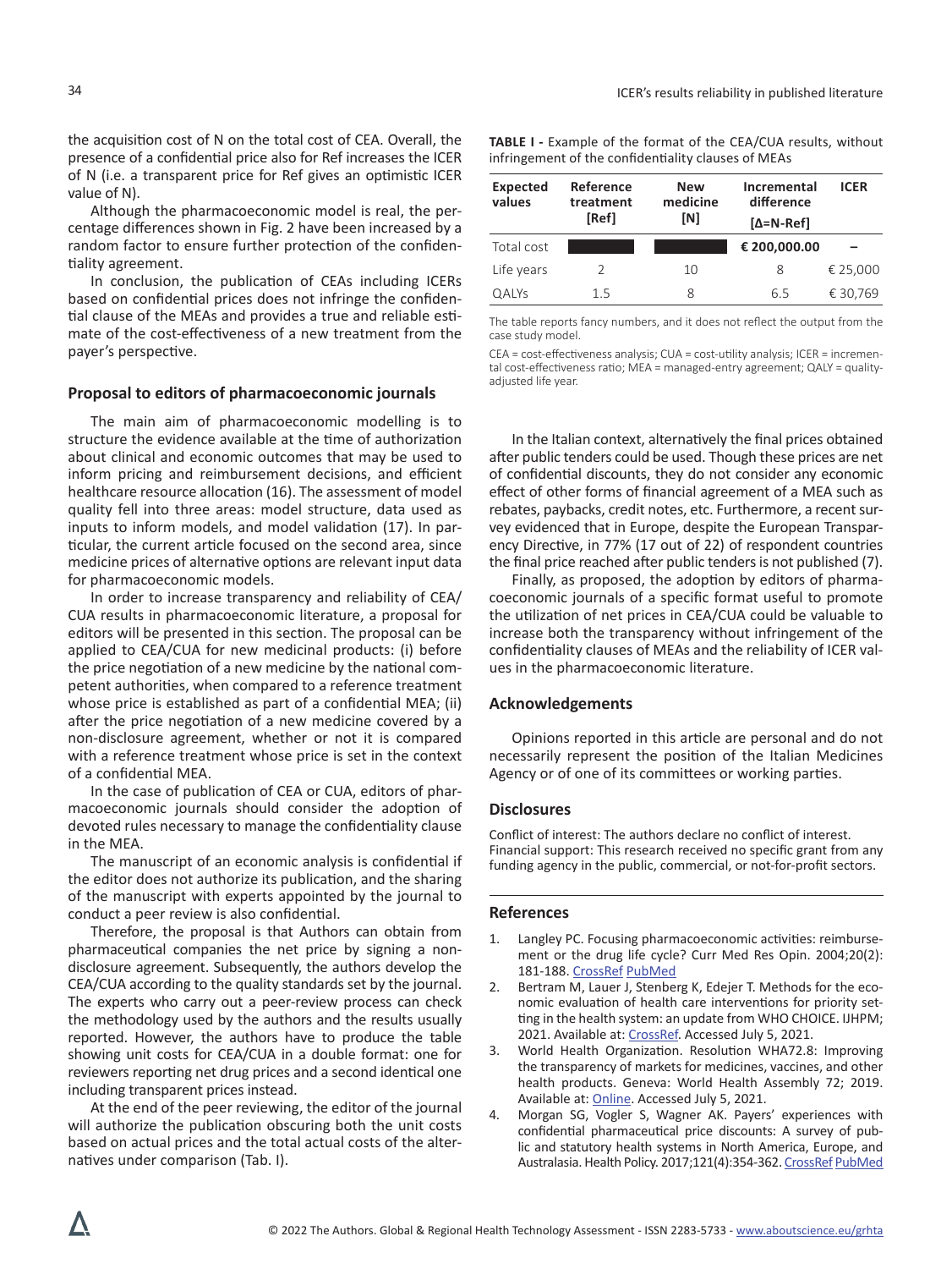the acquisition cost of N on the total cost of CEA. Overall, the presence of a confidential price also for Ref increases the ICER of N (i.e. a transparent price for Ref gives an optimistic ICER value of N).

Although the pharmacoeconomic model is real, the percentage differences shown in Fig. 2 have been increased by a random factor to ensure further protection of the confidentiality agreement.

In conclusion, the publication of CEAs including ICERs based on confidential prices does not infringe the confidential clause of the MEAs and provides a true and reliable estimate of the cost-effectiveness of a new treatment from the payer's perspective.

### Proposal to editors of pharmacoeconomic journals

The main aim of pharmacoeconomic modelling is to structure the evidence available at the time of authorization about clinical and economic outcomes that may be used to inform pricing and reimbursement decisions, and efficient healthcare resource allocation (16). The assessment of model quality fell into three areas: model structure, data used as inputs to inform models, and model validation (17). In particular, the current article focused on the second area, since medicine prices of alternative options are relevant input data for pharmacoeconomic models.

In order to increase transparency and reliability of CEA/CUA results in pharmacoeconomic literature, a proposal for editors will be presented in this section. The proposal can be applied to CEA/CUA for new medicinal products: (i) before the price negotiation of a new medicine by the national competent authorities, when compared to a reference treatment whose price is established as part of a confidential MEA; (ii) after the price negotiation of a new medicine covered by a non-disclosure agreement, whether or not it is compared with a reference treatment whose price is set in the context of a confidential MEA.

In the case of publication of CEA or CUA, editors of pharmacoeconomic journals should consider the adoption of devoted rules necessary to manage the confidentiality clause in the MEA.

The manuscript of an economic analysis is confidential if the editor does not authorize its publication, and the sharing of the manuscript with experts appointed by the journal to conduct a peer review is also confidential.

Therefore, the proposal is that Authors can obtain from pharmaceutical companies the net price by signing a non-disclosure agreement. Subsequently, the authors develop the CEA/CUA according to the quality standards set by the journal. The experts who carry out a peer-review process can check the methodology used by the authors and the results usually reported. However, the authors have to produce the table showing unit costs for CEA/CUA in a double format: one for reviewers reporting net drug prices and a second identical one including transparent prices instead.

At the end of the peer reviewing, the editor of the journal will authorize the publication obscuring both the unit costs based on actual prices and the total actual costs of the alternatives under comparison (Tab. I).

**TABLE I** - Example of the format of the CEA/CUA results, without infringement of the confidentiality clauses of MEAs

| Expected values | Reference treatment [Ref] | New medicine [N] | Incremental difference [Δ=N-Ref] | ICER |
|---|---|---|---|---|
| Total cost | ███ | ███ | **€ 200,000.00** | – |
| Life years | 2 | 10 | 8 | € 25,000 |
| QALYs | 1.5 | 8 | 6.5 | € 30,769 |

The table reports fancy numbers, and it does not reflect the output from the case study model.

CEA = cost-effectiveness analysis; CUA = cost-utility analysis; ICER = incremental cost-effectiveness ratio; MEA = managed-entry agreement; QALY = quality-adjusted life year.

In the Italian context, alternatively the final prices obtained after public tenders could be used. Though these prices are net of confidential discounts, they do not consider any economic effect of other forms of financial agreement of a MEA such as rebates, paybacks, credit notes, etc. Furthermore, a recent survey evidenced that in Europe, despite the European Transparency Directive, in 77% (17 out of 22) of respondent countries the final price reached after public tenders is not published (7).

Finally, as proposed, the adoption by editors of pharmacoeconomic journals of a specific format useful to promote the utilization of net prices in CEA/CUA could be valuable to increase both the transparency without infringement of the confidentiality clauses of MEAs and the reliability of ICER values in the pharmacoeconomic literature.

### Acknowledgements

Opinions reported in this article are personal and do not necessarily represent the position of the Italian Medicines Agency or of one of its committees or working parties.

### Disclosures

Conflict of interest: The authors declare no conflict of interest.
Financial support: This research received no specific grant from any funding agency in the public, commercial, or not-for-profit sectors.

### References

1. Langley PC. Focusing pharmacoeconomic activities: reimbursement or the drug life cycle? Curr Med Res Opin. 2004;20(2): 181-188. CrossRef PubMed
2. Bertram M, Lauer J, Stenberg K, Edejer T. Methods for the economic evaluation of health care interventions for priority setting in the health system: an update from WHO CHOICE. IJHPM; 2021. Available at: CrossRef. Accessed July 5, 2021.
3. World Health Organization. Resolution WHA72.8: Improving the transparency of markets for medicines, vaccines, and other health products. Geneva: World Health Assembly 72; 2019. Available at: Online. Accessed July 5, 2021.
4. Morgan SG, Vogler S, Wagner AK. Payers' experiences with confidential pharmaceutical price discounts: A survey of public and statutory health systems in North America, Europe, and Australasia. Health Policy. 2017;121(4):354-362. CrossRef PubMed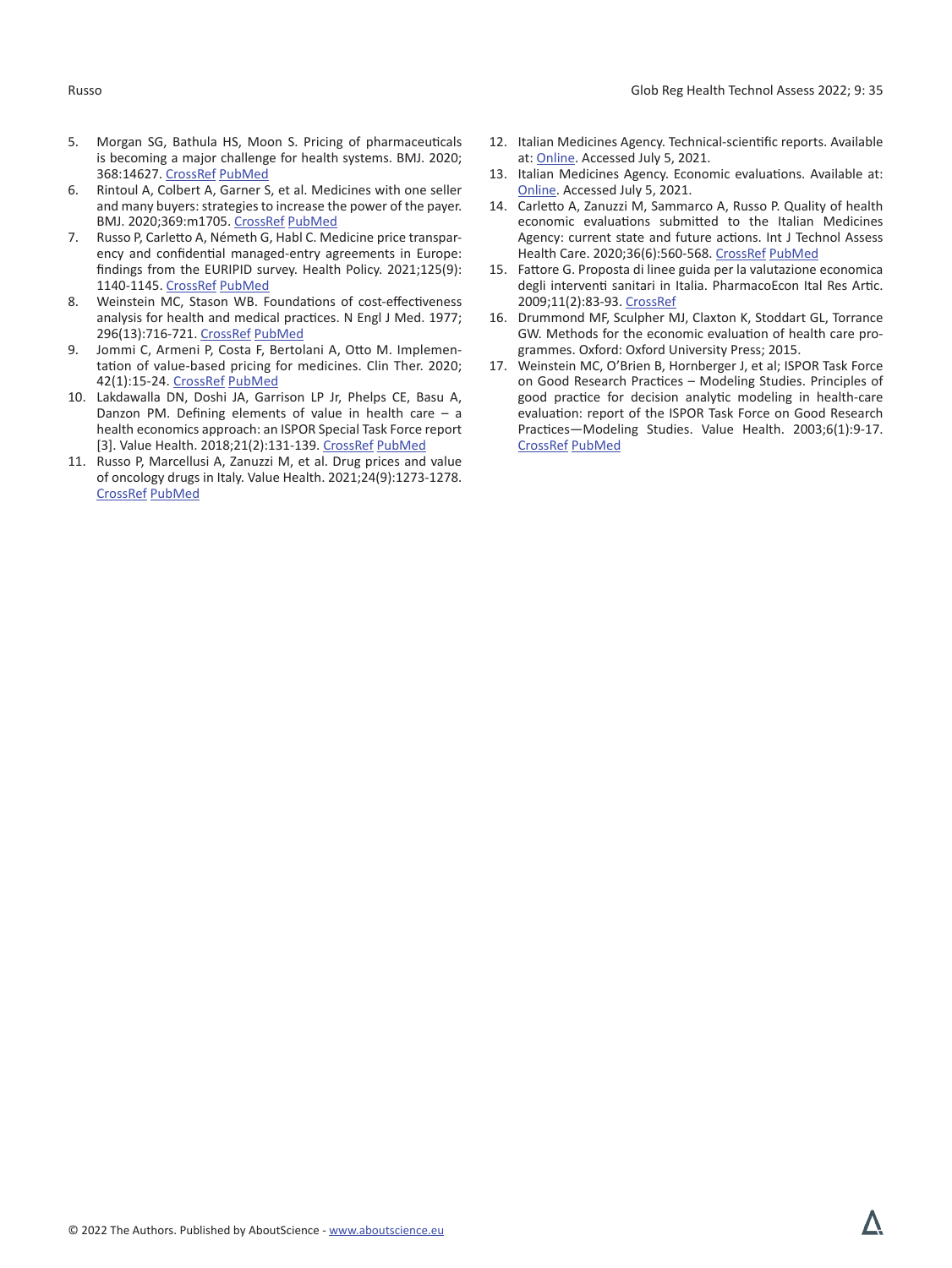5. Morgan SG, Bathula HS, Moon S. Pricing of pharmaceuticals is becoming a major challenge for health systems. BMJ. 2020; 368:l4627. CrossRef PubMed
6. Rintoul A, Colbert A, Garner S, et al. Medicines with one seller and many buyers: strategies to increase the power of the payer. BMJ. 2020;369:m1705. CrossRef PubMed
7. Russo P, Carletto A, Németh G, Habl C. Medicine price transparency and confidential managed-entry agreements in Europe: findings from the EURIPID survey. Health Policy. 2021;125(9): 1140-1145. CrossRef PubMed
8. Weinstein MC, Stason WB. Foundations of cost-effectiveness analysis for health and medical practices. N Engl J Med. 1977; 296(13):716-721. CrossRef PubMed
9. Jommi C, Armeni P, Costa F, Bertolani A, Otto M. Implementation of value-based pricing for medicines. Clin Ther. 2020; 42(1):15-24. CrossRef PubMed
10. Lakdawalla DN, Doshi JA, Garrison LP Jr, Phelps CE, Basu A, Danzon PM. Defining elements of value in health care – a health economics approach: an ISPOR Special Task Force report [3]. Value Health. 2018;21(2):131-139. CrossRef PubMed
11. Russo P, Marcellusi A, Zanuzzi M, et al. Drug prices and value of oncology drugs in Italy. Value Health. 2021;24(9):1273-1278. CrossRef PubMed
12. Italian Medicines Agency. Technical-scientific reports. Available at: Online. Accessed July 5, 2021.
13. Italian Medicines Agency. Economic evaluations. Available at: Online. Accessed July 5, 2021.
14. Carletto A, Zanuzzi M, Sammarco A, Russo P. Quality of health economic evaluations submitted to the Italian Medicines Agency: current state and future actions. Int J Technol Assess Health Care. 2020;36(6):560-568. CrossRef PubMed
15. Fattore G. Proposta di linee guida per la valutazione economica degli interventi sanitari in Italia. PharmacoEcon Ital Res Artic. 2009;11(2):83-93. CrossRef
16. Drummond MF, Sculpher MJ, Claxton K, Stoddart GL, Torrance GW. Methods for the economic evaluation of health care programmes. Oxford: Oxford University Press; 2015.
17. Weinstein MC, O'Brien B, Hornberger J, et al; ISPOR Task Force on Good Research Practices – Modeling Studies. Principles of good practice for decision analytic modeling in health-care evaluation: report of the ISPOR Task Force on Good Research Practices—Modeling Studies. Value Health. 2003;6(1):9-17. CrossRef PubMed